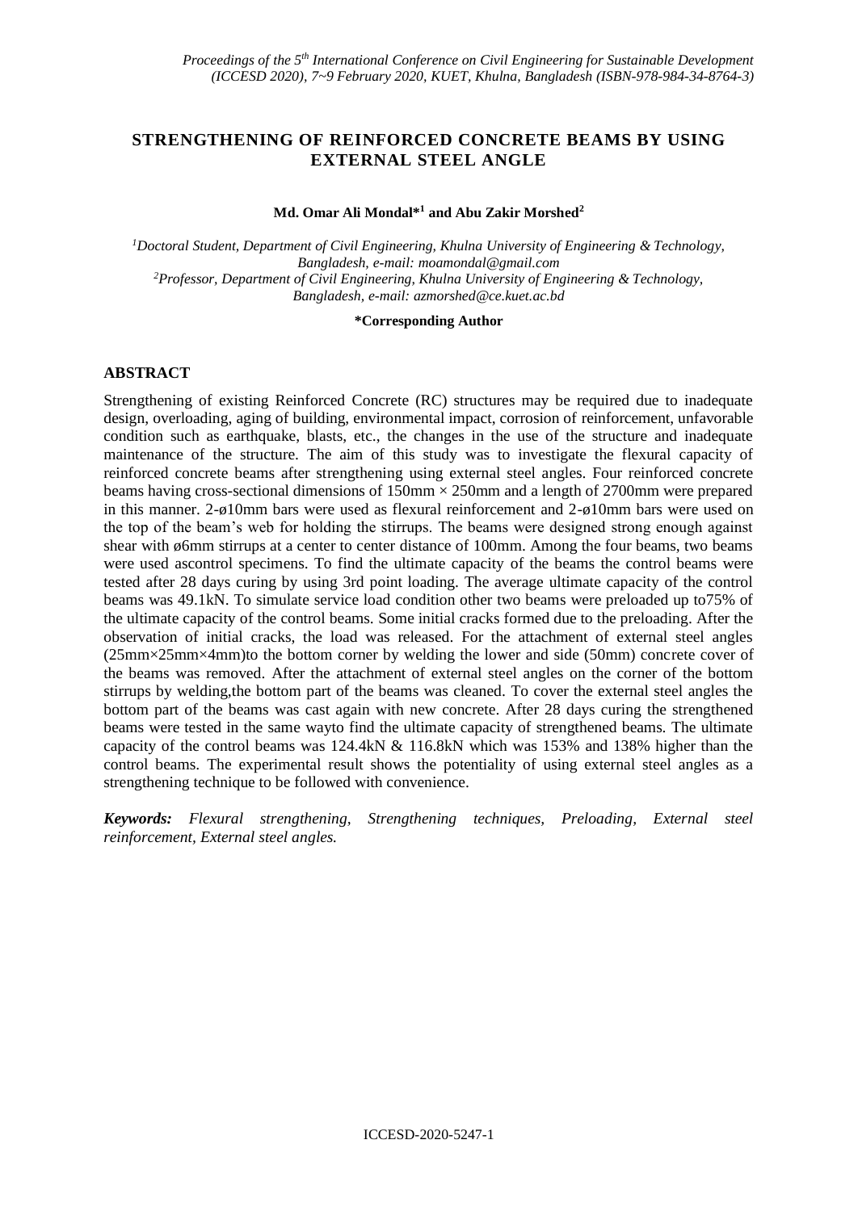# STRENGTHENING OF REINFORCED CONCRETE BEAMS BY USING EXTERNAL STEEL ANGLE

**Md. Omar Ali Mondal*[1] and Abu Zakir Morshed[2]**

[1]*Doctoral Student, Department of Civil Engineering, Khulna University of Engineering & Technology, Bangladesh, e-mail: moamondal@gmail.com*
[2]*Professor, Department of Civil Engineering, Khulna University of Engineering & Technology, Bangladesh, e-mail: azmorshed@ce.kuet.ac.bd*

**\*Corresponding Author**

## ABSTRACT

Strengthening of existing Reinforced Concrete (RC) structures may be required due to inadequate design, overloading, aging of building, environmental impact, corrosion of reinforcement, unfavorable condition such as earthquake, blasts, etc., the changes in the use of the structure and inadequate maintenance of the structure. The aim of this study was to investigate the flexural capacity of reinforced concrete beams after strengthening using external steel angles. Four reinforced concrete beams having cross-sectional dimensions of 150mm × 250mm and a length of 2700mm were prepared in this manner. 2-ø10mm bars were used as flexural reinforcement and 2-ø10mm bars were used on the top of the beam's web for holding the stirrups. The beams were designed strong enough against shear with ø6mm stirrups at a center to center distance of 100mm. Among the four beams, two beams were used ascontrol specimens. To find the ultimate capacity of the beams the control beams were tested after 28 days curing by using 3rd point loading. The average ultimate capacity of the control beams was 49.1kN. To simulate service load condition other two beams were preloaded up to75% of the ultimate capacity of the control beams. Some initial cracks formed due to the preloading. After the observation of initial cracks, the load was released. For the attachment of external steel angles (25mm×25mm×4mm)to the bottom corner by welding the lower and side (50mm) concrete cover of the beams was removed. After the attachment of external steel angles on the corner of the bottom stirrups by welding,the bottom part of the beams was cleaned. To cover the external steel angles the bottom part of the beams was cast again with new concrete. After 28 days curing the strengthened beams were tested in the same wayto find the ultimate capacity of strengthened beams. The ultimate capacity of the control beams was 124.4kN & 116.8kN which was 153% and 138% higher than the control beams. The experimental result shows the potentiality of using external steel angles as a strengthening technique to be followed with convenience.

***Keywords:*** *Flexural strengthening, Strengthening techniques, Preloading, External steel reinforcement, External steel angles.*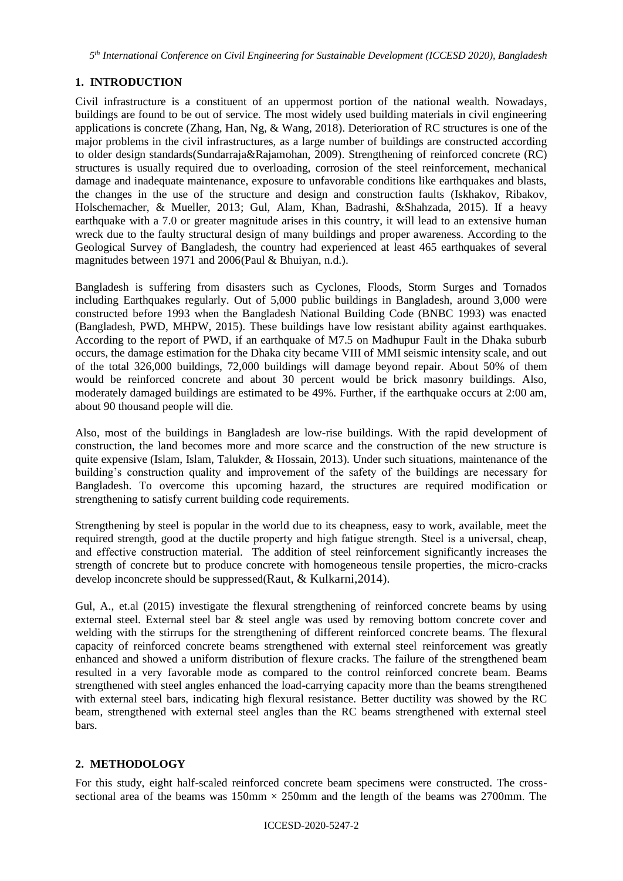## 1. INTRODUCTION

Civil infrastructure is a constituent of an uppermost portion of the national wealth. Nowadays, buildings are found to be out of service. The most widely used building materials in civil engineering applications is concrete (Zhang, Han, Ng, & Wang, 2018). Deterioration of RC structures is one of the major problems in the civil infrastructures, as a large number of buildings are constructed according to older design standards(Sundarraja&Rajamohan, 2009). Strengthening of reinforced concrete (RC) structures is usually required due to overloading, corrosion of the steel reinforcement, mechanical damage and inadequate maintenance, exposure to unfavorable conditions like earthquakes and blasts, the changes in the use of the structure and design and construction faults (Iskhakov, Ribakov, Holschemacher, & Mueller, 2013; Gul, Alam, Khan, Badrashi, &Shahzada, 2015). If a heavy earthquake with a 7.0 or greater magnitude arises in this country, it will lead to an extensive human wreck due to the faulty structural design of many buildings and proper awareness. According to the Geological Survey of Bangladesh, the country had experienced at least 465 earthquakes of several magnitudes between 1971 and 2006(Paul & Bhuiyan, n.d.).

Bangladesh is suffering from disasters such as Cyclones, Floods, Storm Surges and Tornados including Earthquakes regularly. Out of 5,000 public buildings in Bangladesh, around 3,000 were constructed before 1993 when the Bangladesh National Building Code (BNBC 1993) was enacted (Bangladesh, PWD, MHPW, 2015). These buildings have low resistant ability against earthquakes. According to the report of PWD, if an earthquake of M7.5 on Madhupur Fault in the Dhaka suburb occurs, the damage estimation for the Dhaka city became VIII of MMI seismic intensity scale, and out of the total 326,000 buildings, 72,000 buildings will damage beyond repair. About 50% of them would be reinforced concrete and about 30 percent would be brick masonry buildings. Also, moderately damaged buildings are estimated to be 49%. Further, if the earthquake occurs at 2:00 am, about 90 thousand people will die.

Also, most of the buildings in Bangladesh are low-rise buildings. With the rapid development of construction, the land becomes more and more scarce and the construction of the new structure is quite expensive (Islam, Islam, Talukder, & Hossain, 2013). Under such situations, maintenance of the building's construction quality and improvement of the safety of the buildings are necessary for Bangladesh. To overcome this upcoming hazard, the structures are required modification or strengthening to satisfy current building code requirements.

Strengthening by steel is popular in the world due to its cheapness, easy to work, available, meet the required strength, good at the ductile property and high fatigue strength. Steel is a universal, cheap, and effective construction material. The addition of steel reinforcement significantly increases the strength of concrete but to produce concrete with homogeneous tensile properties, the micro-cracks develop inconcrete should be suppressed(Raut, & Kulkarni,2014).

Gul, A., et.al (2015) investigate the flexural strengthening of reinforced concrete beams by using external steel. External steel bar & steel angle was used by removing bottom concrete cover and welding with the stirrups for the strengthening of different reinforced concrete beams. The flexural capacity of reinforced concrete beams strengthened with external steel reinforcement was greatly enhanced and showed a uniform distribution of flexure cracks. The failure of the strengthened beam resulted in a very favorable mode as compared to the control reinforced concrete beam. Beams strengthened with steel angles enhanced the load-carrying capacity more than the beams strengthened with external steel bars, indicating high flexural resistance. Better ductility was showed by the RC beam, strengthened with external steel angles than the RC beams strengthened with external steel bars.

## 2. METHODOLOGY

For this study, eight half-scaled reinforced concrete beam specimens were constructed. The cross-sectional area of the beams was 150mm × 250mm and the length of the beams was 2700mm. The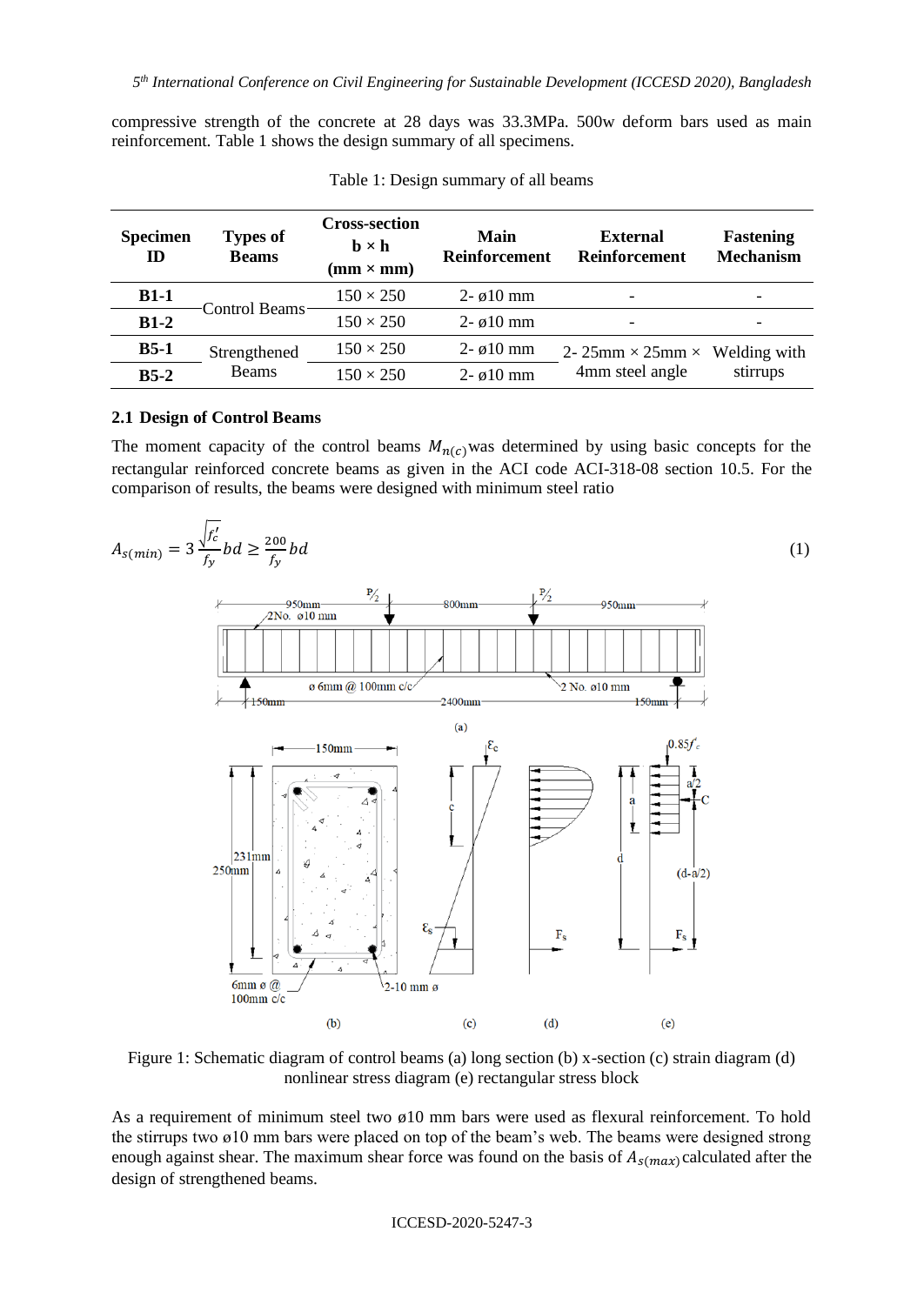compressive strength of the concrete at 28 days was 33.3MPa. 500w deform bars used as main reinforcement. Table 1 shows the design summary of all specimens.

Table 1: Design summary of all beams

| Specimen ID | Types of Beams | Cross-section b × h (mm × mm) | Main Reinforcement | External Reinforcement | Fastening Mechanism |
|---|---|---|---|---|---|
| **B1-1** | Control Beams | 150 × 250 | 2- ø10 mm | - | - |
| **B1-2** | | 150 × 250 | 2- ø10 mm | - | - |
| **B5-1** | Strengthened Beams | 150 × 250 | 2- ø10 mm | 2- 25mm × 25mm × 4mm steel angle | Welding with stirrups |
| **B5-2** | | 150 × 250 | 2- ø10 mm | | |

### 2.1 Design of Control Beams

The moment capacity of the control beams $M_{n(c)}$ was determined by using basic concepts for the rectangular reinforced concrete beams as given in the ACI code ACI-318-08 section 10.5. For the comparison of results, the beams were designed with minimum steel ratio

$$A_{s(min)} = 3\frac{\sqrt{f_c'}}{f_y}bd \geq \frac{200}{f_y}bd \tag{1}$$

Figure 1: Schematic diagram of control beams (a) long section (b) x-section (c) strain diagram (d) nonlinear stress diagram (e) rectangular stress block

As a requirement of minimum steel two ø10 mm bars were used as flexural reinforcement. To hold the stirrups two ø10 mm bars were placed on top of the beam's web. The beams were designed strong enough against shear. The maximum shear force was found on the basis of $A_{s(max)}$ calculated after the design of strengthened beams.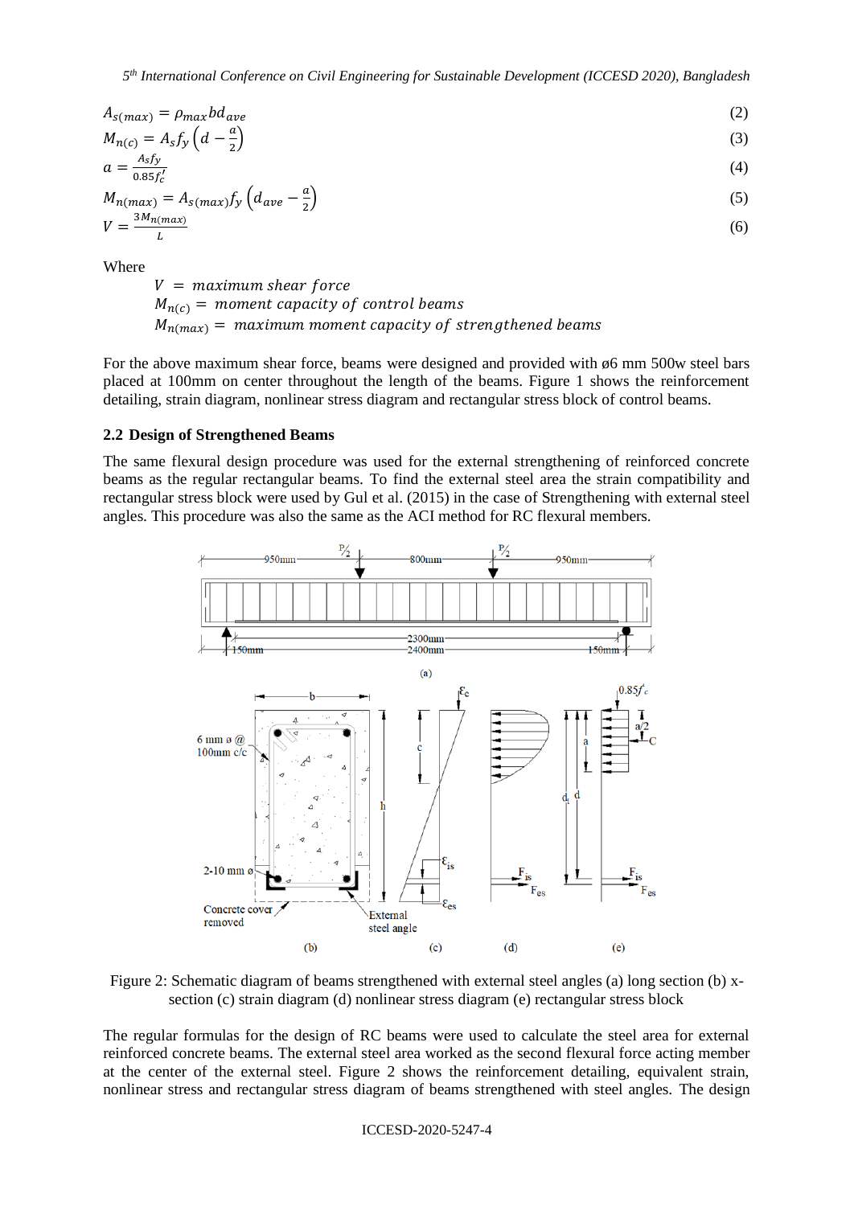$$A_{s(max)} = \rho_{max} b d_{ave} \tag{2}$$

$$M_{n(c)} = A_s f_y \left(d - \frac{a}{2}\right) \tag{3}$$

$$a = \frac{A_s f_y}{0.85 f_c'} \tag{4}$$

$$M_{n(max)} = A_{s(max)} f_y \left(d_{ave} - \frac{a}{2}\right) \tag{5}$$

$$V = \frac{3 M_{n(max)}}{L} \tag{6}$$

Where

$V$ = maximum shear force
$M_{n(c)}$ = moment capacity of control beams
$M_{n(max)}$ = maximum moment capacity of strengthened beams

For the above maximum shear force, beams were designed and provided with ø6 mm 500w steel bars placed at 100mm on center throughout the length of the beams. Figure 1 shows the reinforcement detailing, strain diagram, nonlinear stress diagram and rectangular stress block of control beams.

### 2.2 Design of Strengthened Beams

The same flexural design procedure was used for the external strengthening of reinforced concrete beams as the regular rectangular beams. To find the external steel area the strain compatibility and rectangular stress block were used by Gul et al. (2015) in the case of Strengthening with external steel angles. This procedure was also the same as the ACI method for RC flexural members.

Figure 2: Schematic diagram of beams strengthened with external steel angles (a) long section (b) x-section (c) strain diagram (d) nonlinear stress diagram (e) rectangular stress block

The regular formulas for the design of RC beams were used to calculate the steel area for external reinforced concrete beams. The external steel area worked as the second flexural force acting member at the center of the external steel. Figure 2 shows the reinforcement detailing, equivalent strain, nonlinear stress and rectangular stress diagram of beams strengthened with steel angles. The design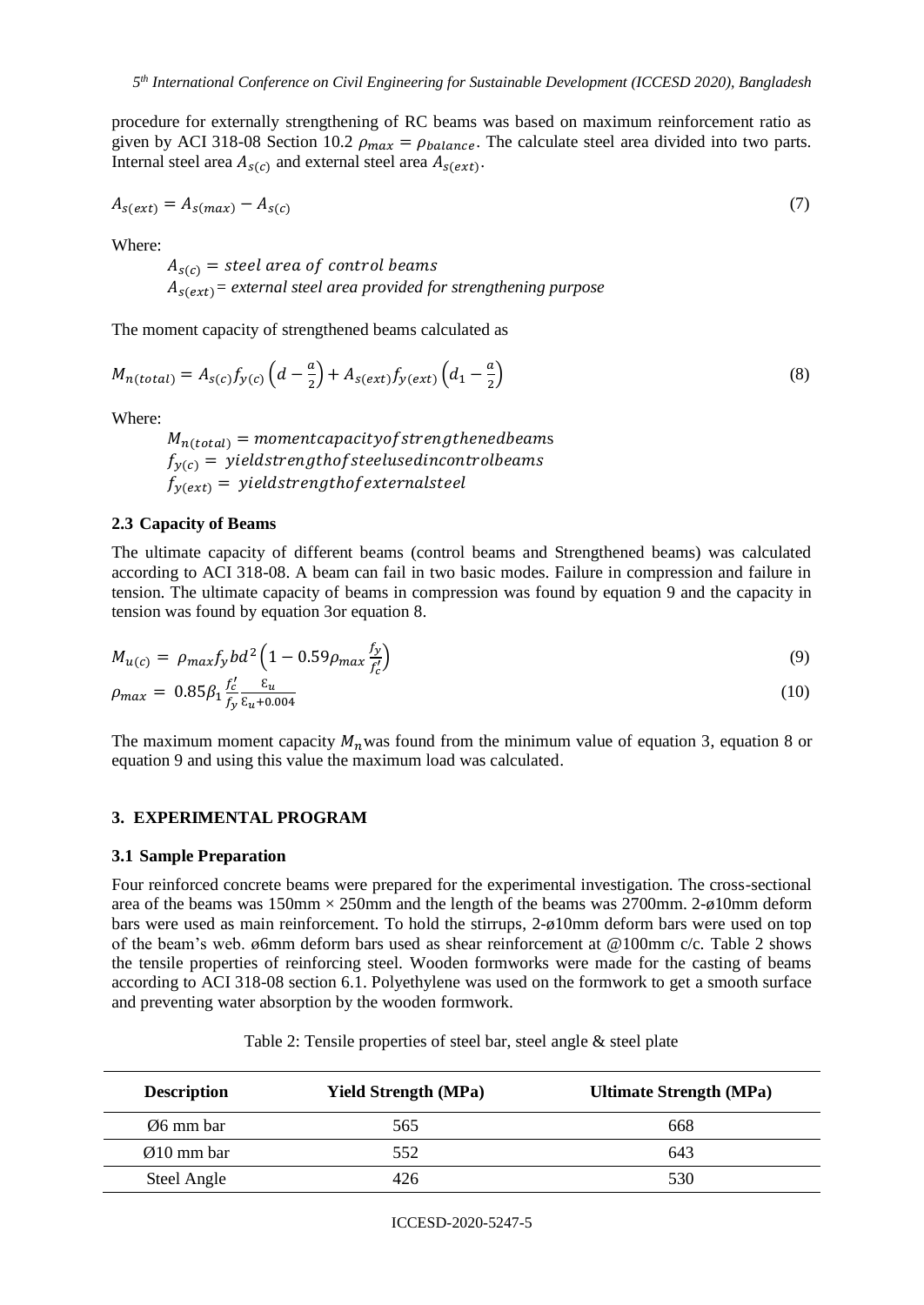procedure for externally strengthening of RC beams was based on maximum reinforcement ratio as given by ACI 318-08 Section 10.2 $\rho_{max} = \rho_{balance}$. The calculate steel area divided into two parts. Internal steel area $A_{s(c)}$ and external steel area $A_{s(ext)}$.

$$A_{s(ext)} = A_{s(max)} - A_{s(c)} \tag{7}$$

Where:

$A_{s(c)} = steel\ area\ of\ control\ beams$

$A_{s(ext)}$ = *external steel area provided for strengthening purpose*

The moment capacity of strengthened beams calculated as

$$M_{n(total)} = A_{s(c)} f_{y(c)} \left(d - \frac{a}{2}\right) + A_{s(ext)} f_{y(ext)} \left(d_1 - \frac{a}{2}\right) \tag{8}$$

Where:

$M_{n(total)} = moment capacity of strengthened beams$

$f_{y(c)} = yield strength of steel used in control beams$

$f_{y(ext)} = yield strength of external steel$

### 2.3 Capacity of Beams

The ultimate capacity of different beams (control beams and Strengthened beams) was calculated according to ACI 318-08. A beam can fail in two basic modes. Failure in compression and failure in tension. The ultimate capacity of beams in compression was found by equation 9 and the capacity in tension was found by equation 3or equation 8.

$$M_{u(c)} = \rho_{max} f_y b d^2 \left(1 - 0.59 \rho_{max} \frac{f_y}{f_c'}\right) \tag{9}$$

$$\rho_{max} = 0.85 \beta_1 \frac{f_c'}{f_y} \frac{\varepsilon_u}{\varepsilon_u + 0.004} \tag{10}$$

The maximum moment capacity $M_n$ was found from the minimum value of equation 3, equation 8 or equation 9 and using this value the maximum load was calculated.

## 3. EXPERIMENTAL PROGRAM

### 3.1 Sample Preparation

Four reinforced concrete beams were prepared for the experimental investigation. The cross-sectional area of the beams was 150mm × 250mm and the length of the beams was 2700mm. 2-ø10mm deform bars were used as main reinforcement. To hold the stirrups, 2-ø10mm deform bars were used on top of the beam's web. ø6mm deform bars used as shear reinforcement at @100mm c/c. Table 2 shows the tensile properties of reinforcing steel. Wooden formworks were made for the casting of beams according to ACI 318-08 section 6.1. Polyethylene was used on the formwork to get a smooth surface and preventing water absorption by the wooden formwork.

Table 2: Tensile properties of steel bar, steel angle & steel plate

| Description | Yield Strength (MPa) | Ultimate Strength (MPa) |
|---|---|---|
| Ø6 mm bar | 565 | 668 |
| Ø10 mm bar | 552 | 643 |
| Steel Angle | 426 | 530 |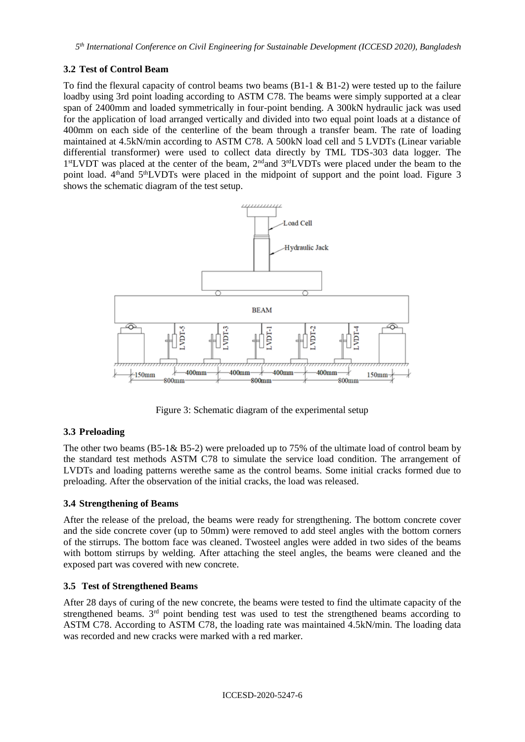### 3.2 Test of Control Beam

To find the flexural capacity of control beams two beams (B1-1 & B1-2) were tested up to the failure loadby using 3rd point loading according to ASTM C78. The beams were simply supported at a clear span of 2400mm and loaded symmetrically in four-point bending. A 300kN hydraulic jack was used for the application of load arranged vertically and divided into two equal point loads at a distance of 400mm on each side of the centerline of the beam through a transfer beam. The rate of loading maintained at 4.5kN/min according to ASTM C78. A 500kN load cell and 5 LVDTs (Linear variable differential transformer) were used to collect data directly by TML TDS-303 data logger. The 1stLVDT was placed at the center of the beam, 2ndand 3rdLVDTs were placed under the beam to the point load. 4thand 5thLVDTs were placed in the midpoint of support and the point load. Figure 3 shows the schematic diagram of the test setup.

Figure 3: Schematic diagram of the experimental setup

### 3.3 Preloading

The other two beams (B5-1& B5-2) were preloaded up to 75% of the ultimate load of control beam by the standard test methods ASTM C78 to simulate the service load condition. The arrangement of LVDTs and loading patterns werethe same as the control beams. Some initial cracks formed due to preloading. After the observation of the initial cracks, the load was released.

### 3.4 Strengthening of Beams

After the release of the preload, the beams were ready for strengthening. The bottom concrete cover and the side concrete cover (up to 50mm) were removed to add steel angles with the bottom corners of the stirrups. The bottom face was cleaned. Twosteel angles were added in two sides of the beams with bottom stirrups by welding. After attaching the steel angles, the beams were cleaned and the exposed part was covered with new concrete.

### 3.5 Test of Strengthened Beams

After 28 days of curing of the new concrete, the beams were tested to find the ultimate capacity of the strengthened beams. 3rd point bending test was used to test the strengthened beams according to ASTM C78. According to ASTM C78, the loading rate was maintained 4.5kN/min. The loading data was recorded and new cracks were marked with a red marker.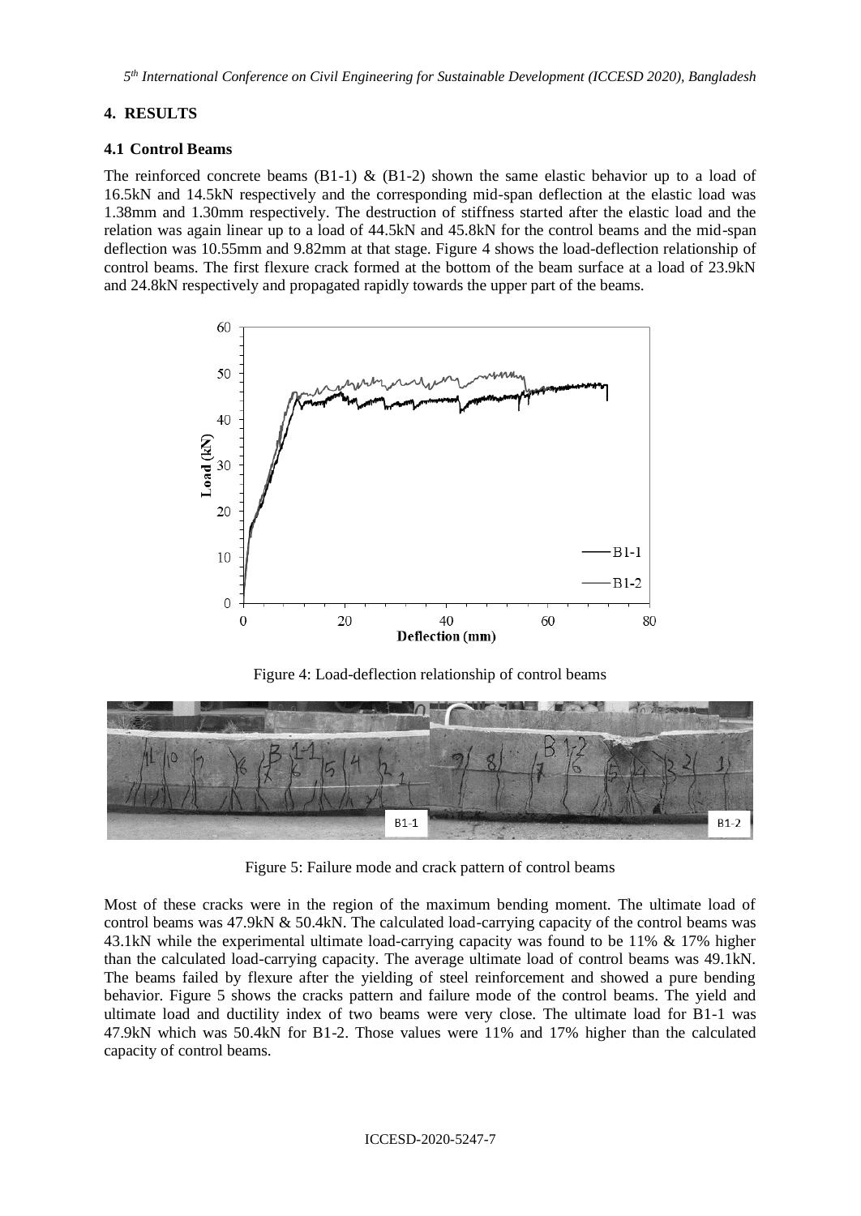## 4. RESULTS

### 4.1 Control Beams

The reinforced concrete beams (B1-1) & (B1-2) shown the same elastic behavior up to a load of 16.5kN and 14.5kN respectively and the corresponding mid-span deflection at the elastic load was 1.38mm and 1.30mm respectively. The destruction of stiffness started after the elastic load and the relation was again linear up to a load of 44.5kN and 45.8kN for the control beams and the mid-span deflection was 10.55mm and 9.82mm at that stage. Figure 4 shows the load-deflection relationship of control beams. The first flexure crack formed at the bottom of the beam surface at a load of 23.9kN and 24.8kN respectively and propagated rapidly towards the upper part of the beams.

Figure 4: Load-deflection relationship of control beams

Figure 5: Failure mode and crack pattern of control beams

Most of these cracks were in the region of the maximum bending moment. The ultimate load of control beams was 47.9kN & 50.4kN. The calculated load-carrying capacity of the control beams was 43.1kN while the experimental ultimate load-carrying capacity was found to be 11% & 17% higher than the calculated load-carrying capacity. The average ultimate load of control beams was 49.1kN. The beams failed by flexure after the yielding of steel reinforcement and showed a pure bending behavior. Figure 5 shows the cracks pattern and failure mode of the control beams. The yield and ultimate load and ductility index of two beams were very close. The ultimate load for B1-1 was 47.9kN which was 50.4kN for B1-2. Those values were 11% and 17% higher than the calculated capacity of control beams.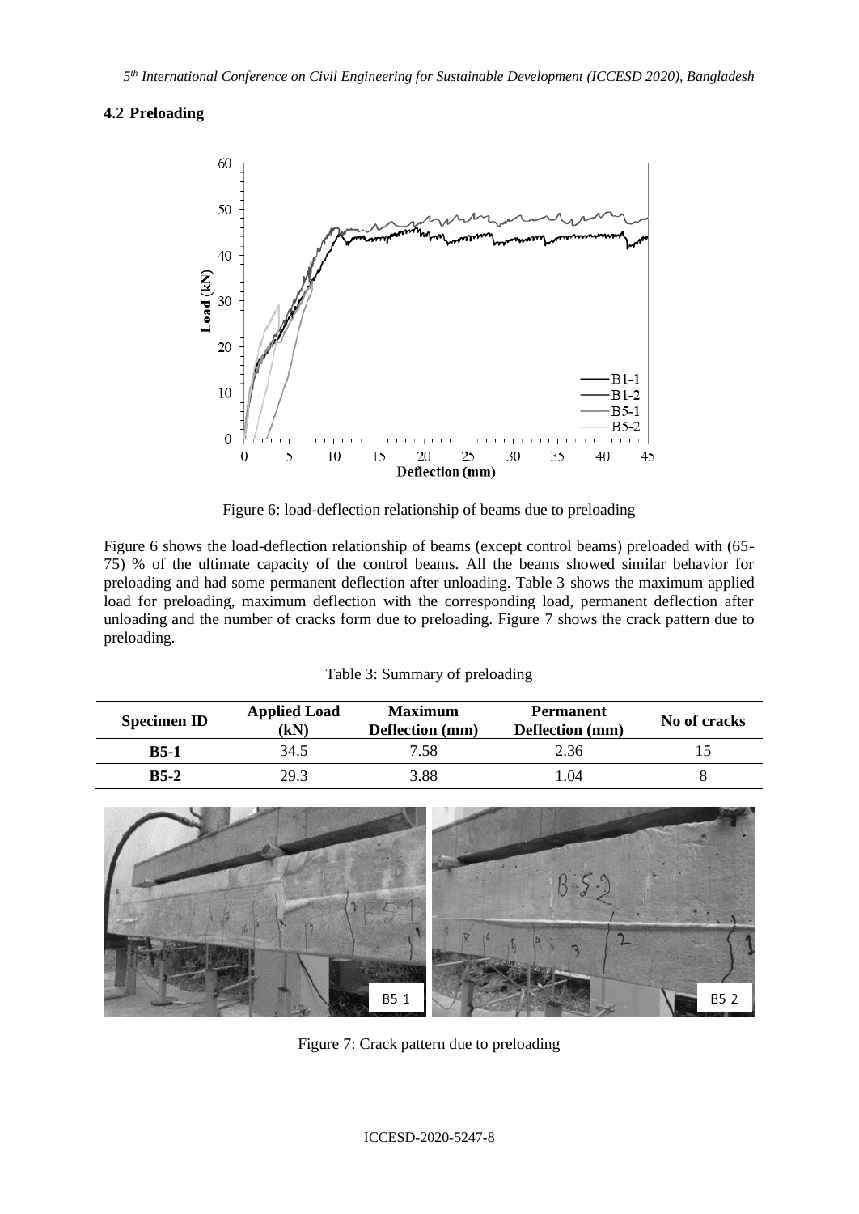### 4.2 Preloading

Figure 6: load-deflection relationship of beams due to preloading

Figure 6 shows the load-deflection relationship of beams (except control beams) preloaded with (65-75) % of the ultimate capacity of the control beams. All the beams showed similar behavior for preloading and had some permanent deflection after unloading. Table 3 shows the maximum applied load for preloading, maximum deflection with the corresponding load, permanent deflection after unloading and the number of cracks form due to preloading. Figure 7 shows the crack pattern due to preloading.

Table 3: Summary of preloading

| Specimen ID | Applied Load (kN) | Maximum Deflection (mm) | Permanent Deflection (mm) | No of cracks |
|---|---|---|---|---|
| **B5-1** | 34.5 | 7.58 | 2.36 | 15 |
| **B5-2** | 29.3 | 3.88 | 1.04 | 8 |

Figure 7: Crack pattern due to preloading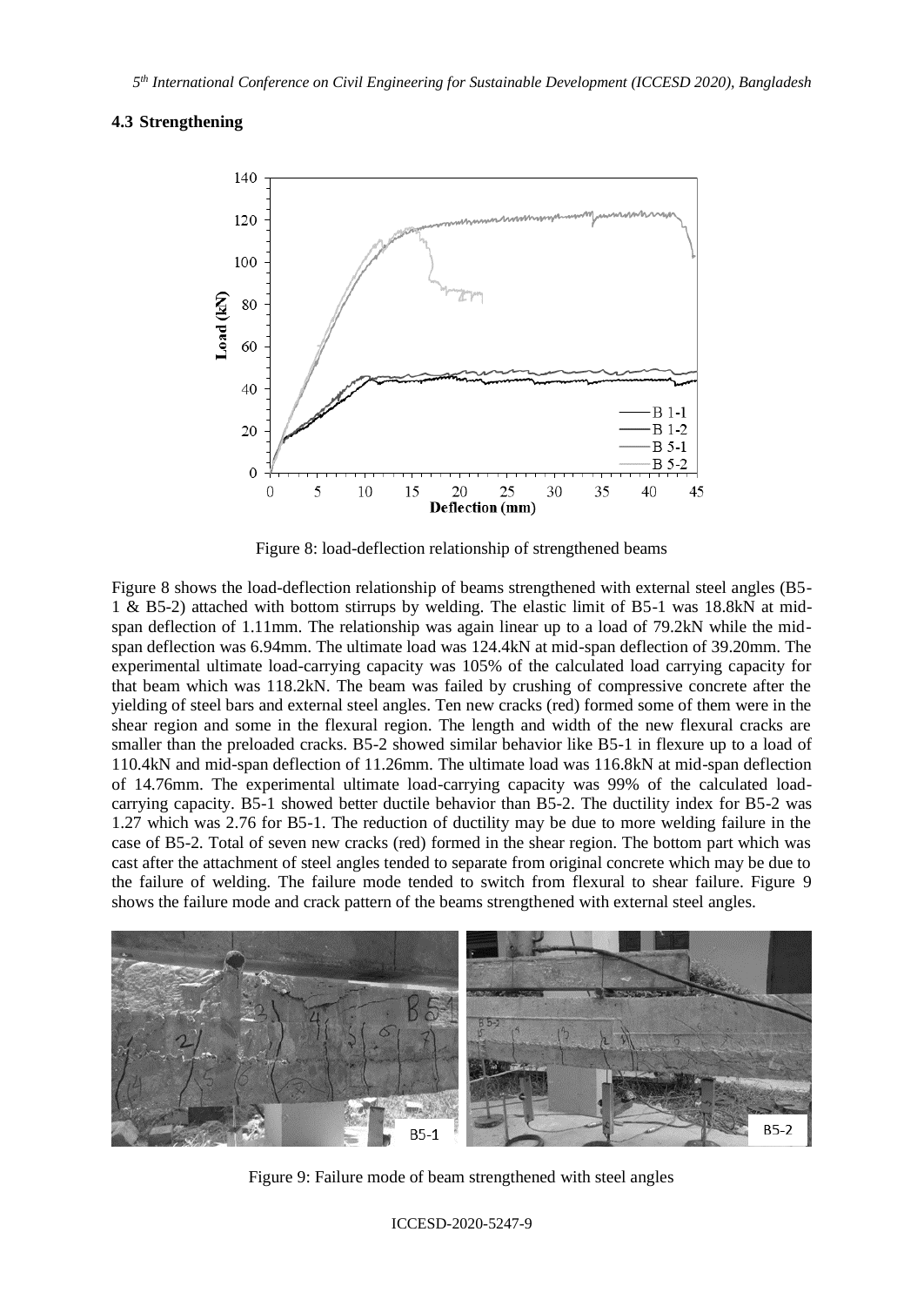## 4.3 Strengthening

Figure 8: load-deflection relationship of strengthened beams

Figure 8 shows the load-deflection relationship of beams strengthened with external steel angles (B5-1 & B5-2) attached with bottom stirrups by welding. The elastic limit of B5-1 was 18.8kN at mid-span deflection of 1.11mm. The relationship was again linear up to a load of 79.2kN while the mid-span deflection was 6.94mm. The ultimate load was 124.4kN at mid-span deflection of 39.20mm. The experimental ultimate load-carrying capacity was 105% of the calculated load carrying capacity for that beam which was 118.2kN. The beam was failed by crushing of compressive concrete after the yielding of steel bars and external steel angles. Ten new cracks (red) formed some of them were in the shear region and some in the flexural region. The length and width of the new flexural cracks are smaller than the preloaded cracks. B5-2 showed similar behavior like B5-1 in flexure up to a load of 110.4kN and mid-span deflection of 11.26mm. The ultimate load was 116.8kN at mid-span deflection of 14.76mm. The experimental ultimate load-carrying capacity was 99% of the calculated load-carrying capacity. B5-1 showed better ductile behavior than B5-2. The ductility index for B5-2 was 1.27 which was 2.76 for B5-1. The reduction of ductility may be due to more welding failure in the case of B5-2. Total of seven new cracks (red) formed in the shear region. The bottom part which was cast after the attachment of steel angles tended to separate from original concrete which may be due to the failure of welding. The failure mode tended to switch from flexural to shear failure. Figure 9 shows the failure mode and crack pattern of the beams strengthened with external steel angles.

Figure 9: Failure mode of beam strengthened with steel angles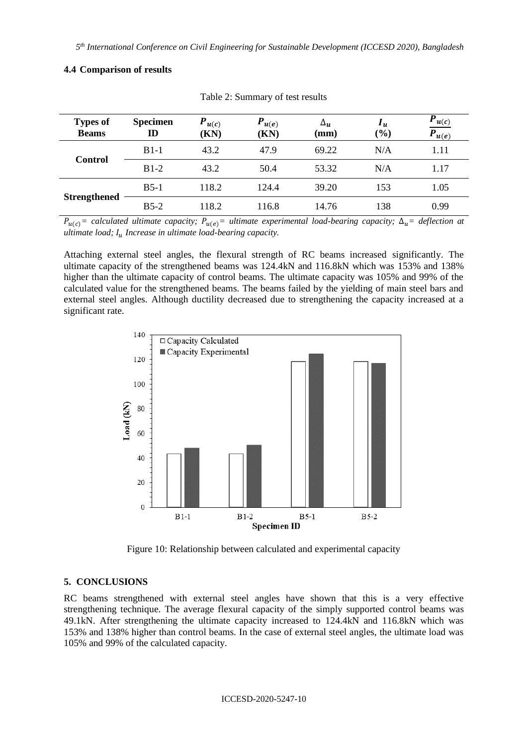### 4.4 Comparison of results

Table 2: Summary of test results

| Types of Beams | Specimen ID | $P_{u(c)}$ (KN) | $P_{u(e)}$ (KN) | $\Delta_u$ (mm) | $I_u$ (%) | $\frac{P_{u(c)}}{P_{u(e)}}$ |
|---|---|---|---|---|---|---|
| Control | B1-1 | 43.2 | 47.9 | 69.22 | N/A | 1.11 |
| | B1-2 | 43.2 | 50.4 | 53.32 | N/A | 1.17 |
| Strengthened | B5-1 | 118.2 | 124.4 | 39.20 | 153 | 1.05 |
| | B5-2 | 118.2 | 116.8 | 14.76 | 138 | 0.99 |

*$P_{u(c)}$ = calculated ultimate capacity; $P_{u(e)}$ = ultimate experimental load-bearing capacity; $\Delta_u$ = deflection at ultimate load; $I_u$ Increase in ultimate load-bearing capacity.*

Attaching external steel angles, the flexural strength of RC beams increased significantly. The ultimate capacity of the strengthened beams was 124.4kN and 116.8kN which was 153% and 138% higher than the ultimate capacity of control beams. The ultimate capacity was 105% and 99% of the calculated value for the strengthened beams. The beams failed by the yielding of main steel bars and external steel angles. Although ductility decreased due to strengthening the capacity increased at a significant rate.

Figure 10: Relationship between calculated and experimental capacity

## 5. CONCLUSIONS

RC beams strengthened with external steel angles have shown that this is a very effective strengthening technique. The average flexural capacity of the simply supported control beams was 49.1kN. After strengthening the ultimate capacity increased to 124.4kN and 116.8kN which was 153% and 138% higher than control beams. In the case of external steel angles, the ultimate load was 105% and 99% of the calculated capacity.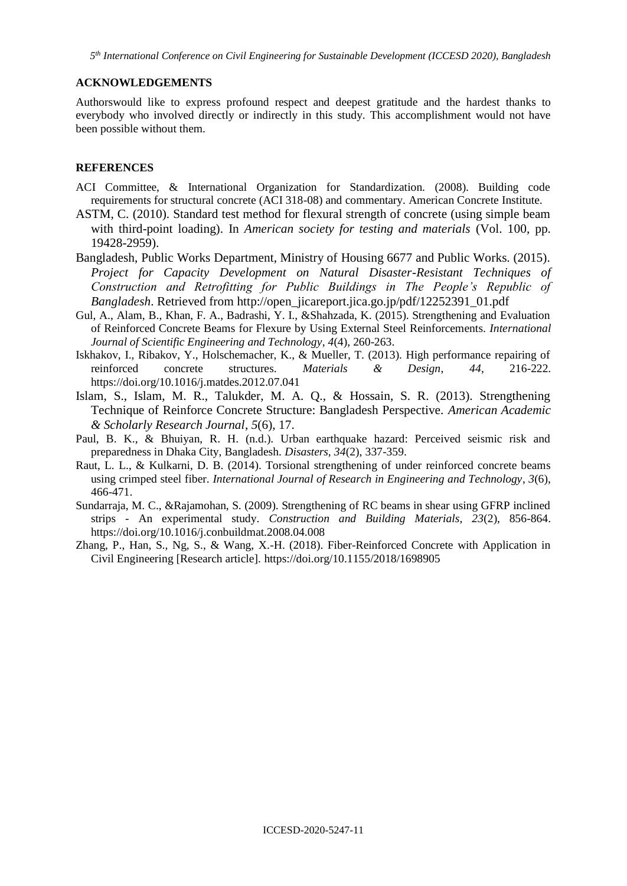## ACKNOWLEDGEMENTS

Authorswould like to express profound respect and deepest gratitude and the hardest thanks to everybody who involved directly or indirectly in this study. This accomplishment would not have been possible without them.

## REFERENCES

ACI Committee, & International Organization for Standardization. (2008). Building code requirements for structural concrete (ACI 318-08) and commentary. American Concrete Institute.

ASTM, C. (2010). Standard test method for flexural strength of concrete (using simple beam with third-point loading). In *American society for testing and materials* (Vol. 100, pp. 19428-2959).

Bangladesh, Public Works Department, Ministry of Housing 6677 and Public Works. (2015). *Project for Capacity Development on Natural Disaster-Resistant Techniques of Construction and Retrofitting for Public Buildings in The People's Republic of Bangladesh*. Retrieved from http://open_jicareport.jica.go.jp/pdf/12252391_01.pdf

Gul, A., Alam, B., Khan, F. A., Badrashi, Y. I., &Shahzada, K. (2015). Strengthening and Evaluation of Reinforced Concrete Beams for Flexure by Using External Steel Reinforcements. *International Journal of Scientific Engineering and Technology*, *4*(4), 260-263.

Iskhakov, I., Ribakov, Y., Holschemacher, K., & Mueller, T. (2013). High performance repairing of reinforced concrete structures. *Materials & Design*, *44*, 216-222. https://doi.org/10.1016/j.matdes.2012.07.041

Islam, S., Islam, M. R., Talukder, M. A. Q., & Hossain, S. R. (2013). Strengthening Technique of Reinforce Concrete Structure: Bangladesh Perspective. *American Academic & Scholarly Research Journal*, *5*(6), 17.

Paul, B. K., & Bhuiyan, R. H. (n.d.). Urban earthquake hazard: Perceived seismic risk and preparedness in Dhaka City, Bangladesh. *Disasters*, *34*(2), 337-359.

Raut, L. L., & Kulkarni, D. B. (2014). Torsional strengthening of under reinforced concrete beams using crimped steel fiber. *International Journal of Research in Engineering and Technology*, *3*(6), 466-471.

Sundarraja, M. C., &Rajamohan, S. (2009). Strengthening of RC beams in shear using GFRP inclined strips - An experimental study. *Construction and Building Materials*, *23*(2), 856-864. https://doi.org/10.1016/j.conbuildmat.2008.04.008

Zhang, P., Han, S., Ng, S., & Wang, X.-H. (2018). Fiber-Reinforced Concrete with Application in Civil Engineering [Research article]. https://doi.org/10.1155/2018/1698905